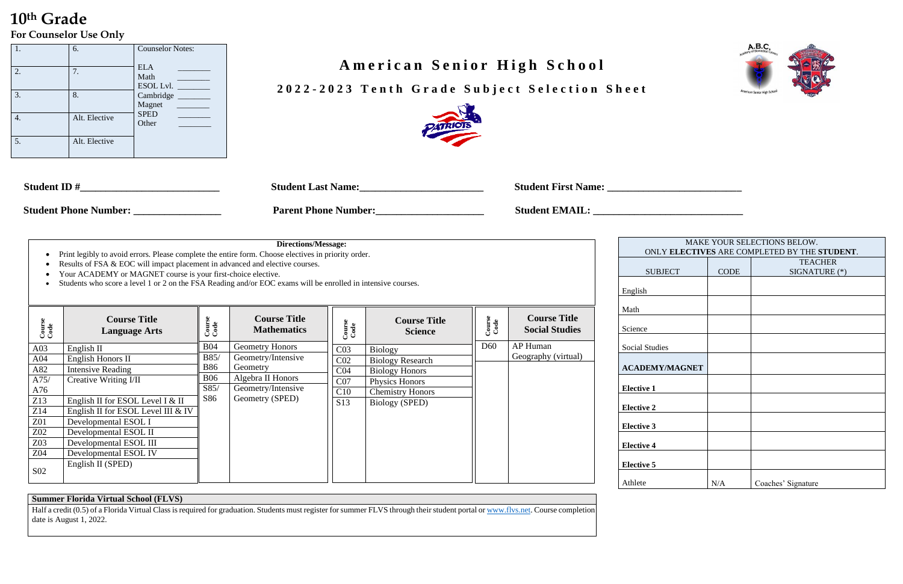# 10th Grade

**For Counselor Use Only**

| | | Counselor Notes: |
|---|---|---|
| 1. | 6. | ELA ________ |
| 2. | 7. | Math ________ |
| 3. | 8. | ESOL Lvl. ________ |
| 4. | Alt. Elective | Cambridge ________ |
| 5. | Alt. Elective | Magnet ________ |
| | | SPED ________ |
| | | Other ________ |

# American Senior High School

## 2022-2023 Tenth Grade Subject Selection Sheet

**Student ID #**___________________________ **Student Last Name:**________________________ **Student First Name:** __________________________

**Student Phone Number:** _________________ **Parent Phone Number:**_____________________ **Student EMAIL:** ______________________________

**Directions/Message:**

- Print legibly to avoid errors. Please complete the entire form. Choose electives in priority order.
- Results of FSA & EOC will impact placement in advanced and elective courses.
- Your ACADEMY or MAGNET course is your first-choice elective.
- Students who score a level 1 or 2 on the FSA Reading and/or EOC exams will be enrolled in intensive courses.

| Course Code | Course Title Language Arts |
|---|---|
| A03 | English II |
| A04 | English Honors II |
| A82 | Intensive Reading |
| A75/ A76 | Creative Writing I/II |
| Z13 | English II for ESOL Level I & II |
| Z14 | English II for ESOL Level III & IV |
| Z01 | Developmental ESOL I |
| Z02 | Developmental ESOL II |
| Z03 | Developmental ESOL III |
| Z04 | Developmental ESOL IV |
| S02 | English II (SPED) |

| Course Code | Course Title Mathematics |
|---|---|
| B04 | Geometry Honors |
| B85/ B86 | Geometry/Intensive Geometry |
| B06 | Algebra II Honors |
| S85/ S86 | Geometry/Intensive Geometry (SPED) |

| Course Code | Course Title Science |
|---|---|
| C03 | Biology |
| C02 | Biology Research |
| C04 | Biology Honors |
| C07 | Physics Honors |
| C10 | Chemistry Honors |
| S13 | Biology (SPED) |

| Course Code | Course Title Social Studies |
|---|---|
| D60 | AP Human Geography (virtual) |

| MAKE YOUR SELECTIONS BELOW. ONLY **ELECTIVES** ARE COMPLETED BY THE **STUDENT**. | | |
|---|---|---|
| SUBJECT | CODE | TEACHER SIGNATURE (*) |
| English | | |
| Math | | |
| Science | | |
| Social Studies | | |
| **ACADEMY/MAGNET** | | |
| **Elective 1** | | |
| **Elective 2** | | |
| **Elective 3** | | |
| **Elective 4** | | |
| **Elective 5** | | |
| Athlete | N/A | Coaches' Signature |

**Summer Florida Virtual School (FLVS)**

Half a credit (0.5) of a Florida Virtual Class is required for graduation. Students must register for summer FLVS through their student portal or www.flvs.net. Course completion date is August 1, 2022.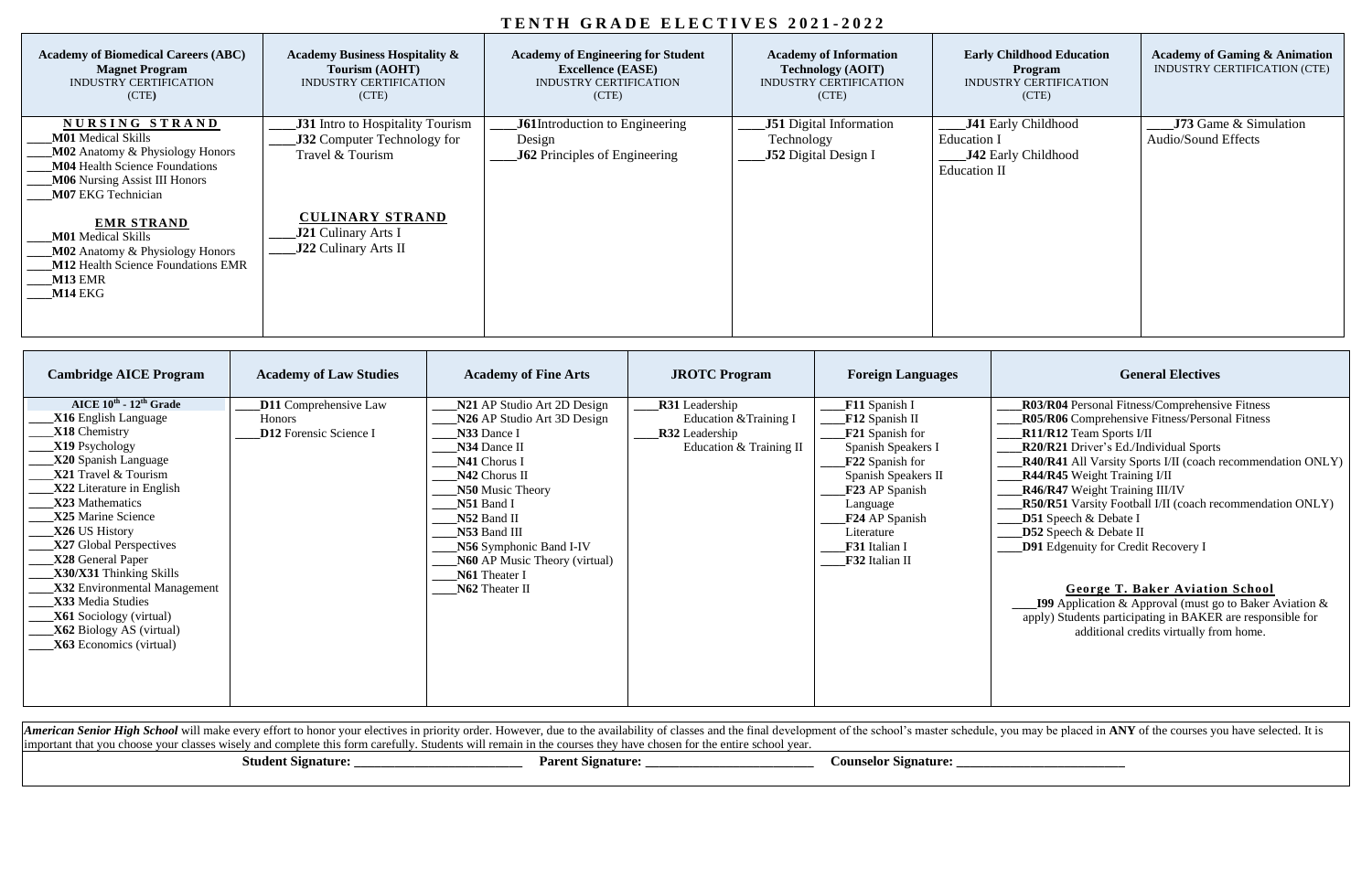# TENTH GRADE ELECTIVES 2021-2022

| Academy of Biomedical Careers (ABC) Magnet Program INDUSTRY CERTIFICATION (CTE) | Academy Business Hospitality & Tourism (AOHT) INDUSTRY CERTIFICATION (CTE) | Academy of Engineering for Student Excellence (EASE) INDUSTRY CERTIFICATION (CTE) | Academy of Information Technology (AOIT) INDUSTRY CERTIFICATION (CTE) | Early Childhood Education Program INDUSTRY CERTIFICATION (CTE) | Academy of Gaming & Animation INDUSTRY CERTIFICATION (CTE) |
|---|---|---|---|---|---|
| **NURSING STRAND**<br>____**M01** Medical Skills<br>____**M02** Anatomy & Physiology Honors<br>____**M04** Health Science Foundations<br>____**M06** Nursing Assist III Honors<br>____**M07** EKG Technician<br><br>**EMR STRAND**<br>____**M01** Medical Skills<br>____**M02** Anatomy & Physiology Honors<br>____**M12** Health Science Foundations EMR<br>____**M13** EMR<br>____**M14** EKG | ____**J31** Intro to Hospitality Tourism<br>____**J32** Computer Technology for Travel & Tourism<br><br>**CULINARY STRAND**<br>____**J21** Culinary Arts I<br>____**J22** Culinary Arts II | ____**J61** Introduction to Engineering Design<br>____**J62** Principles of Engineering | ____**J51** Digital Information Technology<br>____**J52** Digital Design I | ____**J41** Early Childhood Education I<br>____**J42** Early Childhood Education II | ____**J73** Game & Simulation Audio/Sound Effects |

| Cambridge AICE Program | Academy of Law Studies | Academy of Fine Arts | JROTC Program | Foreign Languages | General Electives |
|---|---|---|---|---|---|
| **AICE 10th - 12th Grade**<br>____**X16** English Language<br>____**X18** Chemistry<br>____**X19** Psychology<br>____**X20** Spanish Language<br>____**X21** Travel & Tourism<br>____**X22** Literature in English<br>____**X23** Mathematics<br>____**X25** Marine Science<br>____**X26** US History<br>____**X27** Global Perspectives<br>____**X28** General Paper<br>____**X30/X31** Thinking Skills<br>____**X32** Environmental Management<br>____**X33** Media Studies<br>____**X61** Sociology (virtual)<br>____**X62** Biology AS (virtual)<br>____**X63** Economics (virtual) | ____**D11** Comprehensive Law Honors<br>____**D12** Forensic Science I | ____**N21** AP Studio Art 2D Design<br>____**N26** AP Studio Art 3D Design<br>____**N33** Dance I<br>____**N34** Dance II<br>____**N41** Chorus I<br>____**N42** Chorus II<br>____**N50** Music Theory<br>____**N51** Band I<br>____**N52** Band II<br>____**N53** Band III<br>____**N56** Symphonic Band I-IV<br>____**N60** AP Music Theory (virtual)<br>____**N61** Theater I<br>____**N62** Theater II | ____**R31** Leadership Education &Training I<br>____**R32** Leadership Education & Training II | ____**F11** Spanish I<br>____**F12** Spanish II<br>____**F21** Spanish for Spanish Speakers I<br>____**F22** Spanish for Spanish Speakers II<br>____**F23** AP Spanish Language<br>____**F24** AP Spanish Literature<br>____**F31** Italian I<br>____**F32** Italian II | ____**R03/R04** Personal Fitness/Comprehensive Fitness<br>____**R05/R06** Comprehensive Fitness/Personal Fitness<br>____**R11/R12** Team Sports I/II<br>____**R20/R21** Driver's Ed./Individual Sports<br>____**R40/R41** All Varsity Sports I/II (coach recommendation ONLY)<br>____**R44/R45** Weight Training I/II<br>____**R46/R47** Weight Training III/IV<br>____**R50/R51** Varsity Football I/II (coach recommendation ONLY)<br>____**D51** Speech & Debate I<br>____**D52** Speech & Debate II<br>____**D91** Edgenuity for Credit Recovery I<br><br>**George T. Baker Aviation School**<br>____**I99** Application & Approval (must go to Baker Aviation & apply) Students participating in BAKER are responsible for additional credits virtually from home. |

***American Senior High School*** will make every effort to honor your electives in priority order. However, due to the availability of classes and the final development of the school's master schedule, you may be placed in **ANY** of the courses you have selected. It is important that you choose your classes wisely and complete this form carefully. Students will remain in the courses they have chosen for the entire school year.

**Student Signature:** ________________________ **Parent Signature:** ________________________ **Counselor Signature:** ________________________